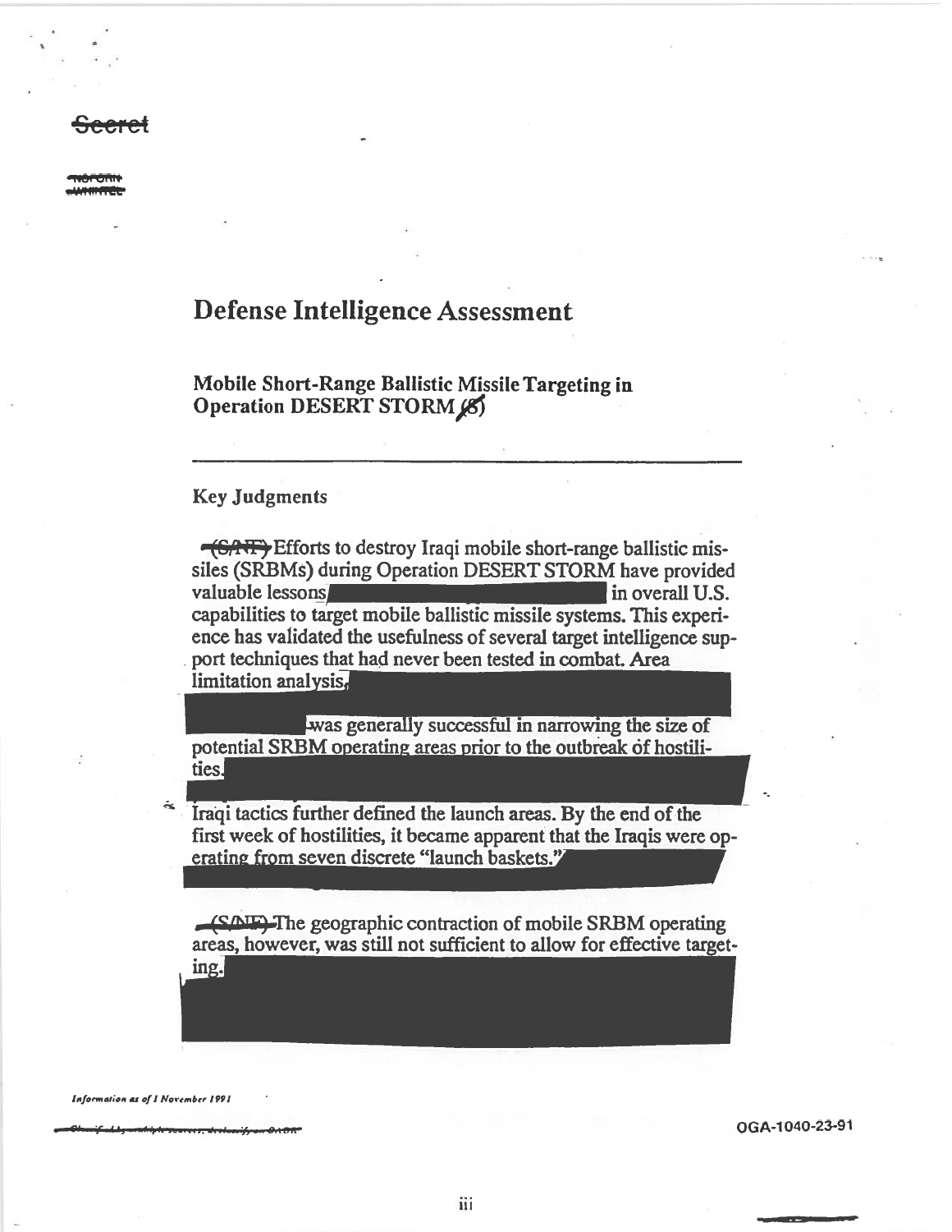Secret

NOFORN
WNINTEL

# Defense Intelligence Assessment

## Mobile Short-Range Ballistic Missile Targeting in Operation DESERT STORM (S)

---

### Key Judgments

(S/NF) Efforts to destroy Iraqi mobile short-range ballistic missiles (SRBMs) during Operation DESERT STORM have provided valuable lessons [redacted] in overall U.S. capabilities to target mobile ballistic missile systems. This experience has validated the usefulness of several target intelligence support techniques that had never been tested in combat. Area limitation analysis, [redacted] was generally successful in narrowing the size of potential SRBM operating areas prior to the outbreak of hostilities. [redacted] Iraqi tactics further defined the launch areas. By the end of the first week of hostilities, it became apparent that the Iraqis were operating from seven discrete "launch baskets." [redacted]

(S/NF) The geographic contraction of mobile SRBM operating areas, however, was still not sufficient to allow for effective targeting. [redacted]

*Information as of 1 November 1991*

OGA-1040-23-91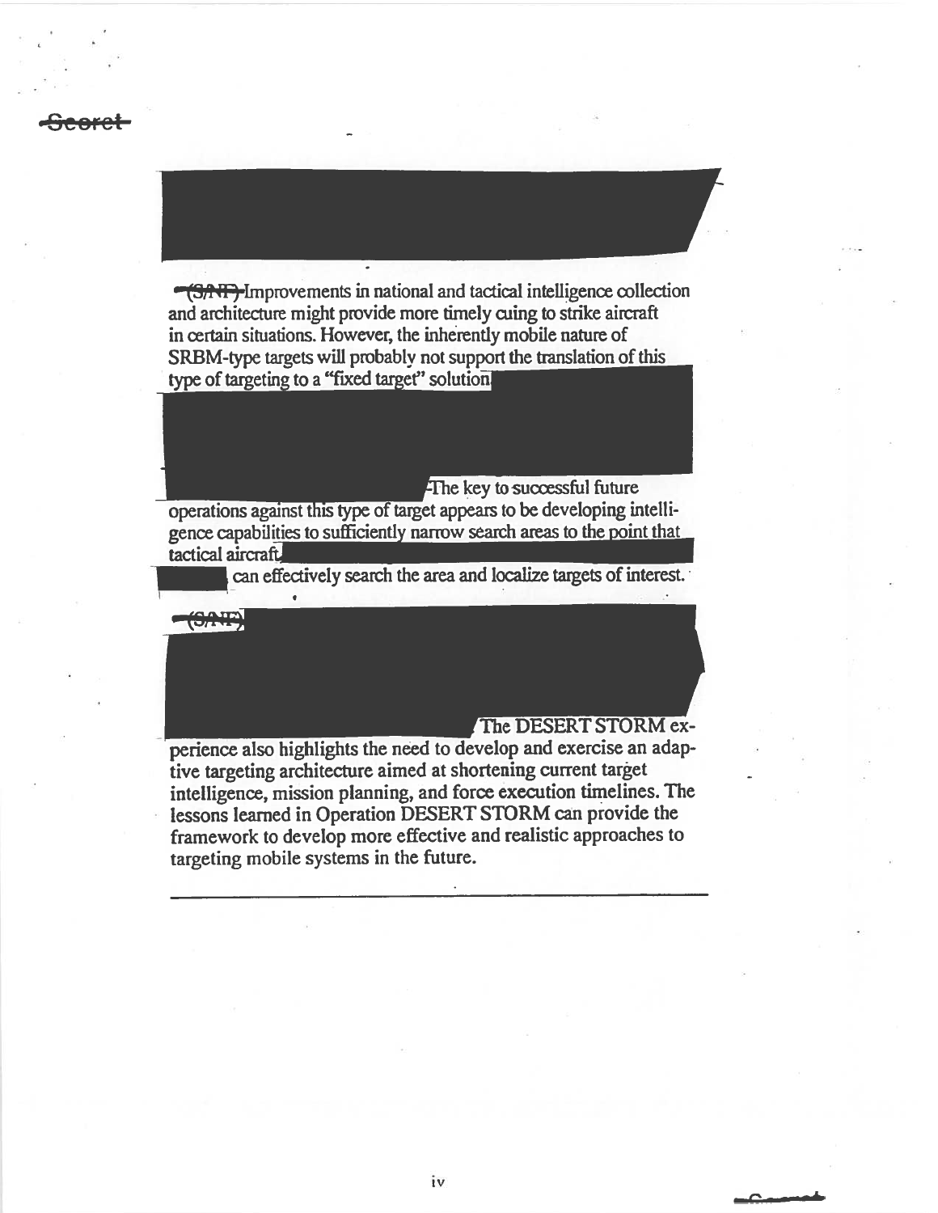~~(S/NF)~~ Improvements in national and tactical intelligence collection and architecture might provide more timely cuing to strike aircraft in certain situations. However, the inherently mobile nature of SRBM-type targets will probably not support the translation of this type of targeting to a "fixed target" solution. The key to successful future operations against this type of target appears to be developing intelligence capabilities to sufficiently narrow search areas to the point that tactical aircraft can effectively search the area and localize targets of interest.

~~(S/NF)~~ The DESERT STORM experience also highlights the need to develop and exercise an adaptive targeting architecture aimed at shortening current target intelligence, mission planning, and force execution timelines. The lessons learned in Operation DESERT STORM can provide the framework to develop more effective and realistic approaches to targeting mobile systems in the future.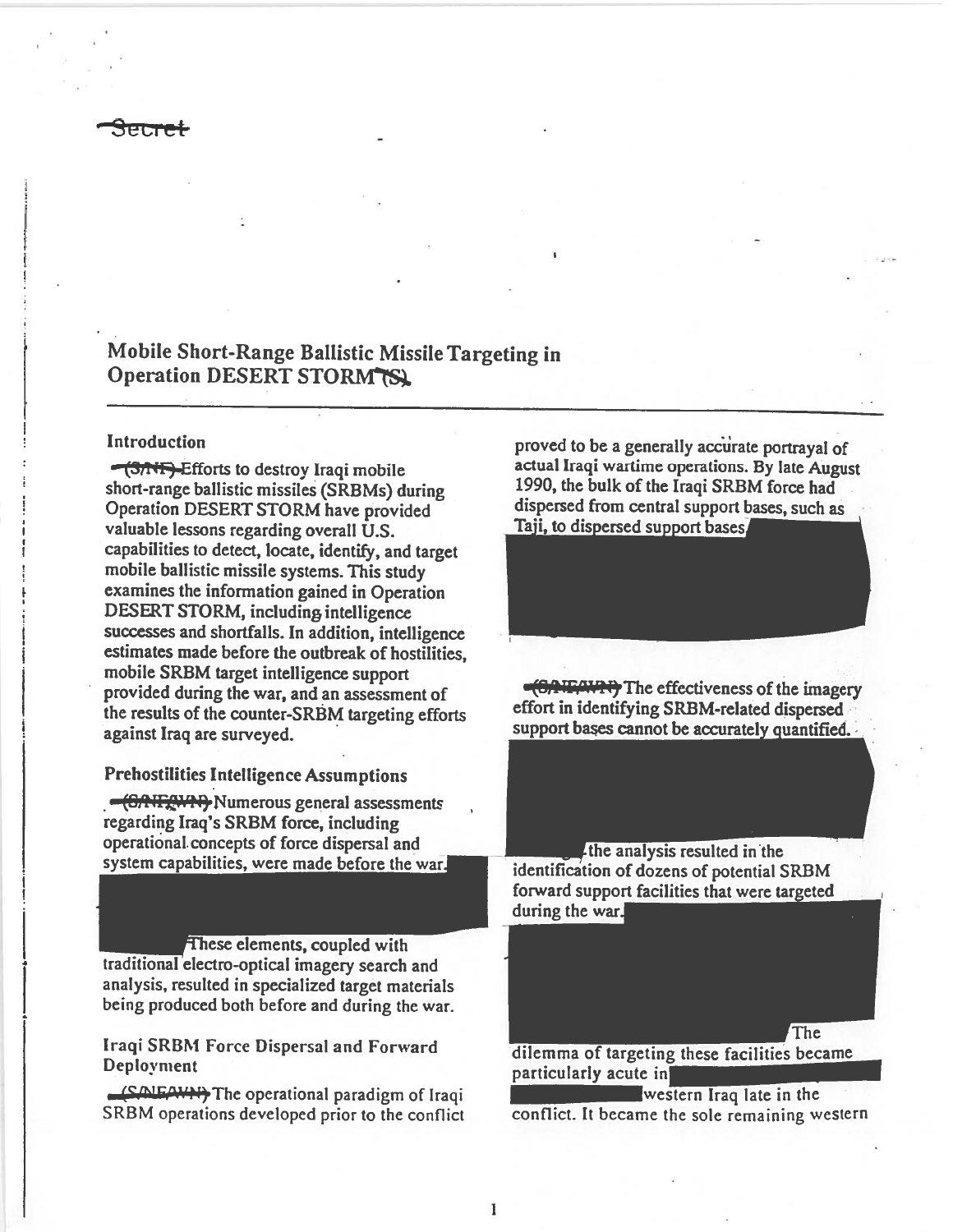Secret

# Mobile Short-Range Ballistic Missile Targeting in Operation DESERT STORM (S)

## Introduction

(S/NF) Efforts to destroy Iraqi mobile short-range ballistic missiles (SRBMs) during Operation DESERT STORM have provided valuable lessons regarding overall U.S. capabilities to detect, locate, identify, and target mobile ballistic missile systems. This study examines the information gained in Operation DESERT STORM, including intelligence successes and shortfalls. In addition, intelligence estimates made before the outbreak of hostilities, mobile SRBM target intelligence support provided during the war, and an assessment of the results of the counter-SRBM targeting efforts against Iraq are surveyed.

## Prehostilities Intelligence Assumptions

(S/NF/WN) Numerous general assessments regarding Iraq's SRBM force, including operational concepts of force dispersal and system capabilities, were made before the war. [redacted] These elements, coupled with traditional electro-optical imagery search and analysis, resulted in specialized target materials being produced both before and during the war.

## Iraqi SRBM Force Dispersal and Forward Deployment

(S/NF/WN) The operational paradigm of Iraqi SRBM operations developed prior to the conflict proved to be a generally accurate portrayal of actual Iraqi wartime operations. By late August 1990, the bulk of the Iraqi SRBM force had dispersed from central support bases, such as Taji, to dispersed support bases [redacted]

(S/NF/WN) The effectiveness of the imagery effort in identifying SRBM-related dispersed support bases cannot be accurately quantified. [redacted] the analysis resulted in the identification of dozens of potential SRBM forward support facilities that were targeted during the war. [redacted] The dilemma of targeting these facilities became particularly acute in [redacted] western Iraq late in the conflict. It became the sole remaining western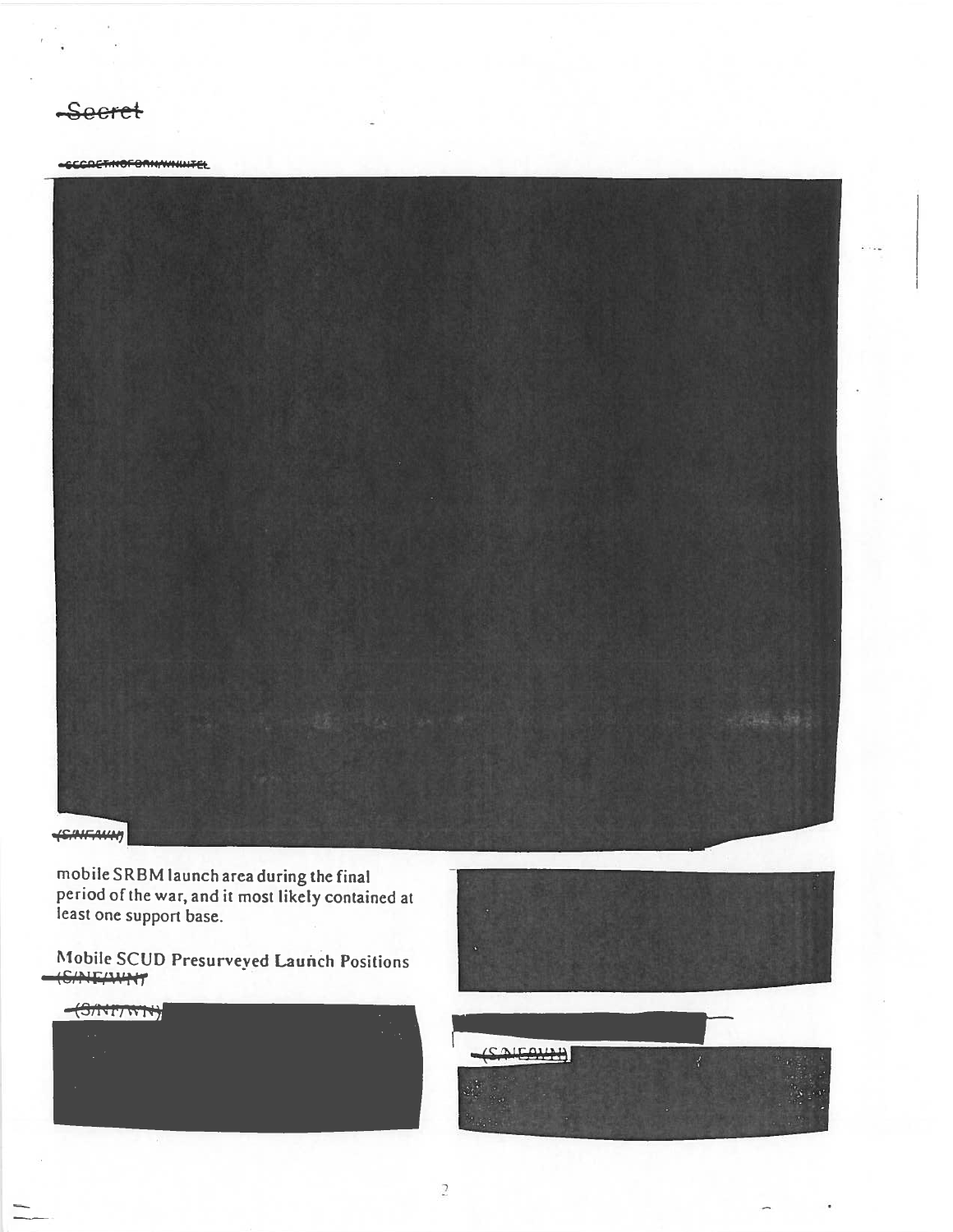~~Secret~~

~~SECRET NOFORN/WNINTEL~~

~~(S/NF/WN)~~

mobile SRBM launch area during the final period of the war, and it most likely contained at least one support base.

## Mobile SCUD Presurveyed Launch Positions ~~(S/NF/WN)~~

~~(S/NF/WN)~~

~~(S/NF/WN)~~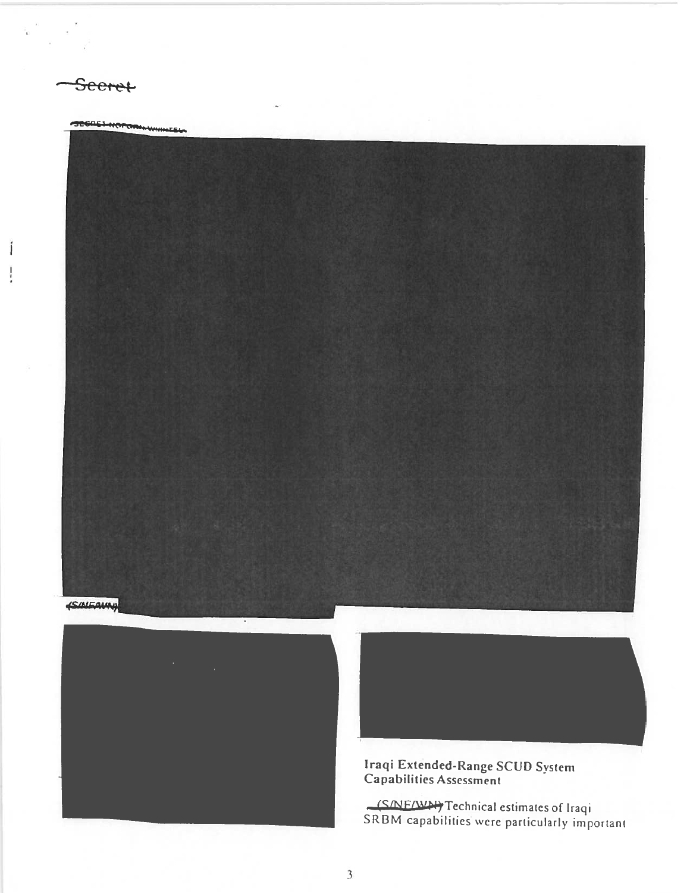Secret

SECRET NOFORN WNINTEL

(S/NF/WN)

## Iraqi Extended-Range SCUD System Capabilities Assessment

(S/NF/WN) Technical estimates of Iraqi SRBM capabilities were particularly important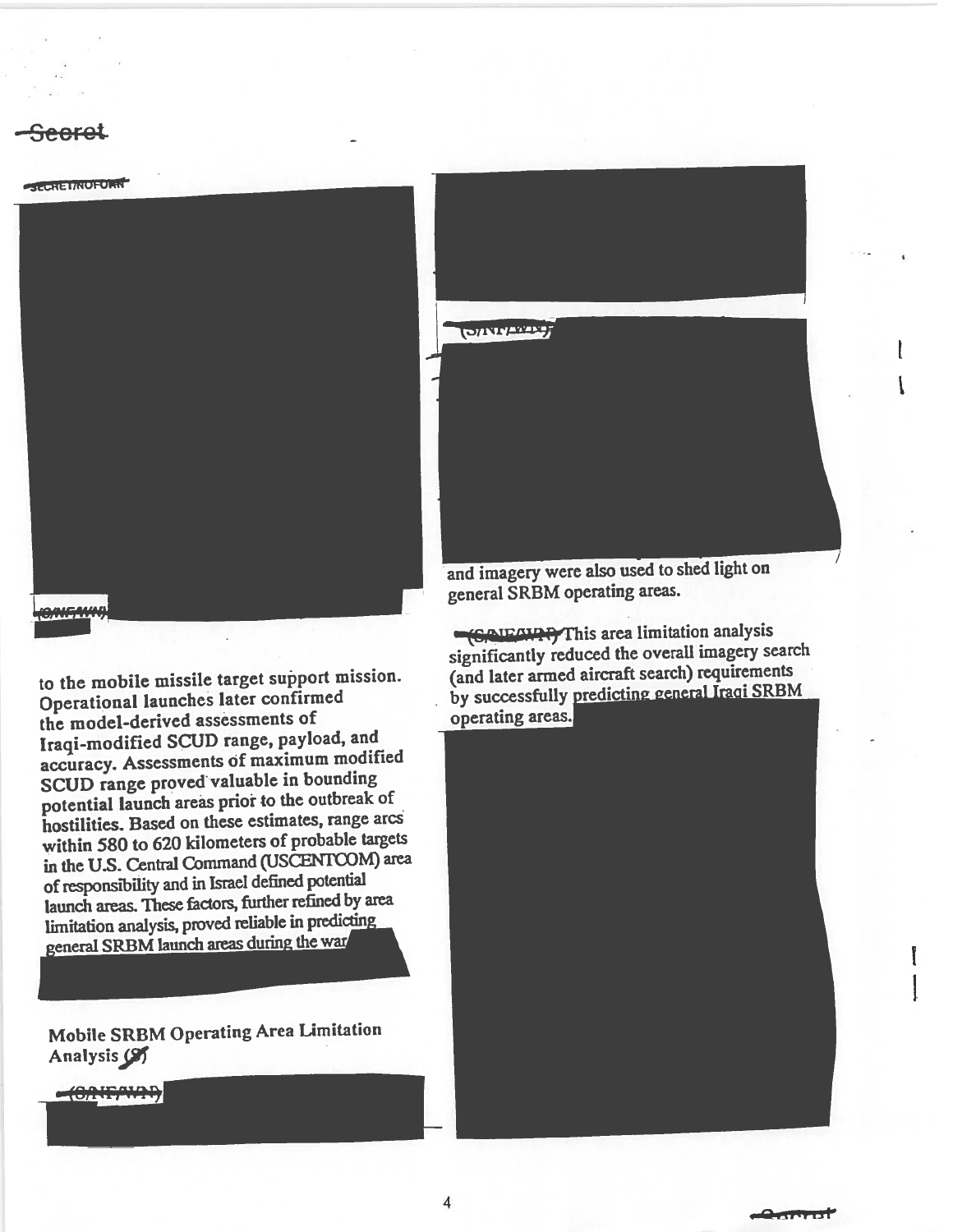(S/NF/WN)

to the mobile missile target support mission. Operational launches later confirmed the model-derived assessments of Iraqi-modified SCUD range, payload, and accuracy. Assessments of maximum modified SCUD range proved valuable in bounding potential launch areas prior to the outbreak of hostilities. Based on these estimates, range arcs within 580 to 620 kilometers of probable targets in the U.S. Central Command (USCENTCOM) area of responsibility and in Israel defined potential launch areas. These factors, further refined by area limitation analysis, proved reliable in predicting general SRBM launch areas during the war.

## Mobile SRBM Operating Area Limitation Analysis (S)

(S/NF/WN)

(S/NF/WN)

and imagery were also used to shed light on general SRBM operating areas.

(S/NF/WN) This area limitation analysis significantly reduced the overall imagery search (and later armed aircraft search) requirements by successfully predicting general Iraqi SRBM operating areas.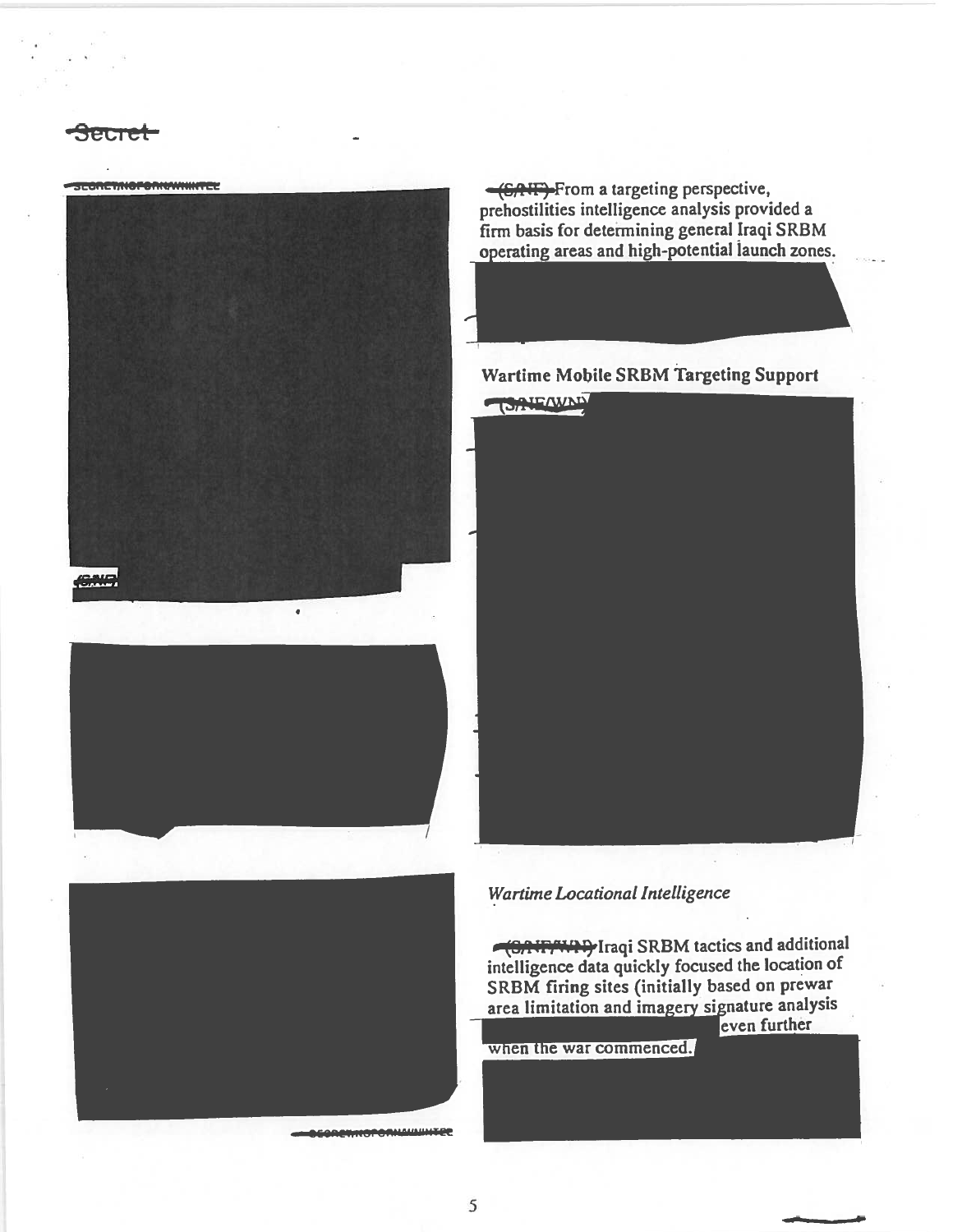Secret

SECRET/NOFORN/WNINTEL

(S/NF)

(S/NF) From a targeting perspective, prehostilities intelligence analysis provided a firm basis for determining general Iraqi SRBM operating areas and high-potential launch zones.

## Wartime Mobile SRBM Targeting Support

(S/NF/WN)

### *Wartime Locational Intelligence*

(S/NF/WN) Iraqi SRBM tactics and additional intelligence data quickly focused the location of SRBM firing sites (initially based on prewar area limitation and imagery signature analysis even further when the war commenced.

SECRET/NOFORN/WNINTEL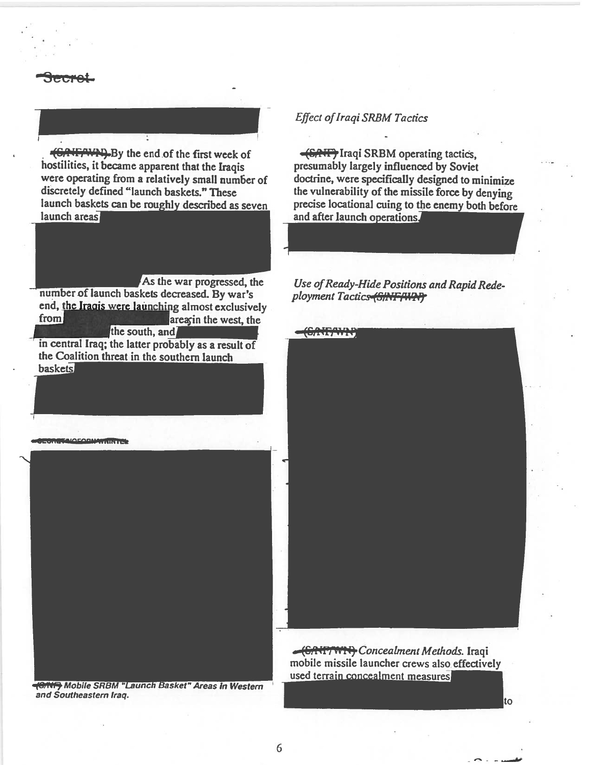~~Secret~~

~~(S/NF/WN)~~ By the end of the first week of hostilities, it became apparent that the Iraqis were operating from a relatively small number of discretely defined "launch baskets." These launch baskets can be roughly described as seven launch areas

As the war progressed, the number of launch baskets decreased. By war's end, the Iraqis were launching almost exclusively from areas in the west, the the south, and in central Iraq; the latter probably as a result of the Coalition threat in the southern launch baskets

~~SECRET/NOFORN/WNINTEL~~

~~(S/NF)~~ *Mobile SRBM "Launch Basket" Areas in Western and Southeastern Iraq.*

*Effect of Iraqi SRBM Tactics*

~~(S/NF)~~ Iraqi SRBM operating tactics, presumably largely influenced by Soviet doctrine, were specifically designed to minimize the vulnerability of the missile force by denying precise locational cuing to the enemy both before and after launch operations.

*Use of Ready-Hide Positions and Rapid Redeployment Tactics* ~~(S/NF/WN)~~

~~(S/NF/WN)~~

~~(S/NF/WN)~~ *Concealment Methods.* Iraqi mobile missile launcher crews also effectively used terrain concealment measures to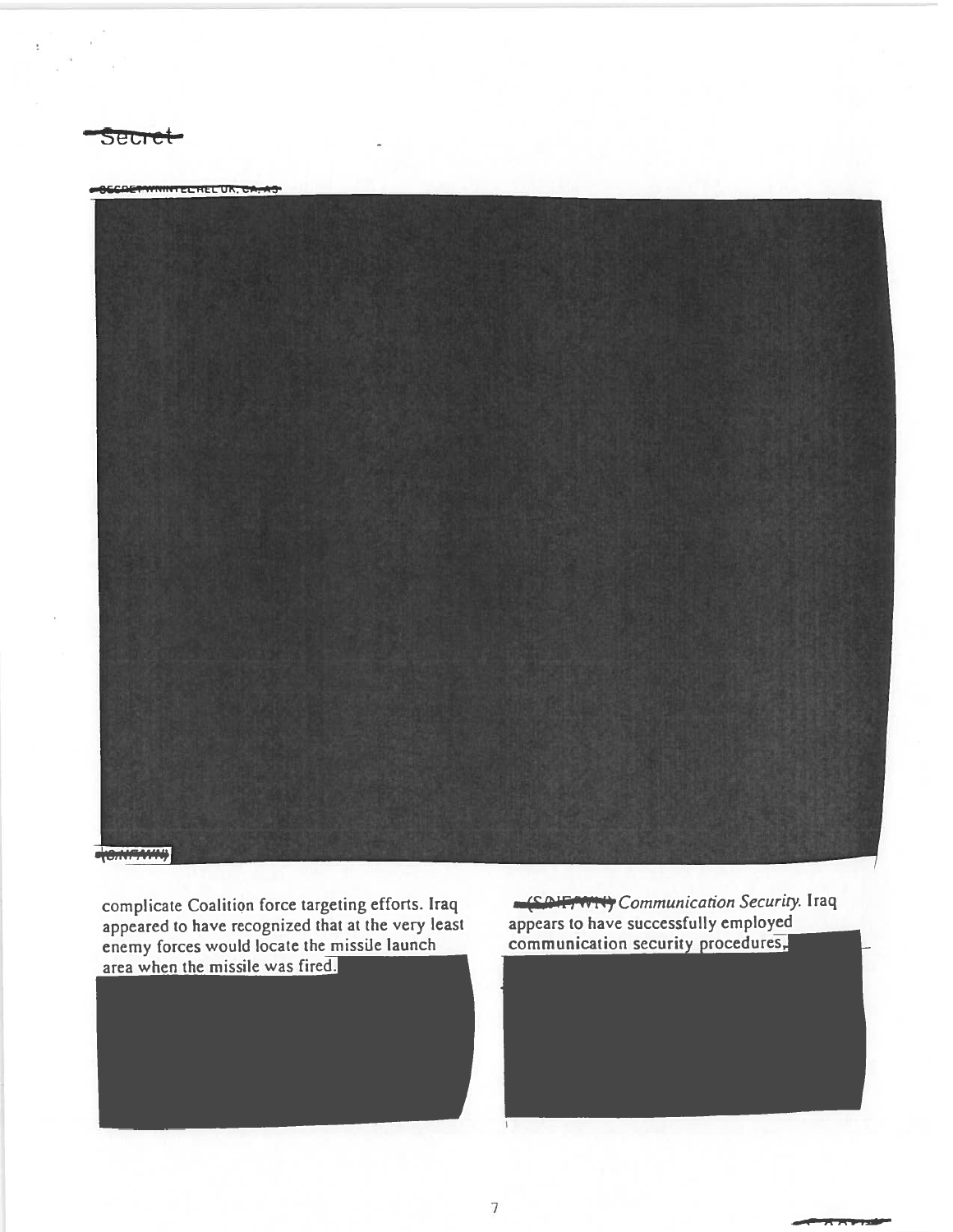~~Secret~~

~~SECRET/WNINTEL REL UK, CA, AS~~

~~(S/NF/WN)~~

complicate Coalition force targeting efforts. Iraq appeared to have recognized that at the very least enemy forces would locate the missile launch area when the missile was fired.

~~(S/NF/WN)~~ *Communication Security.* Iraq appears to have successfully employed communication security procedures.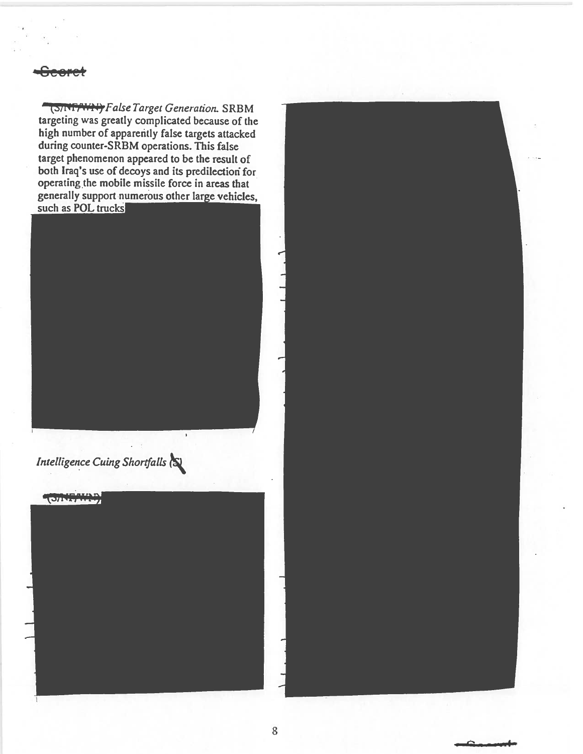(S/NF/WN) *False Target Generation.* SRBM targeting was greatly complicated because of the high number of apparently false targets attacked during counter-SRBM operations. This false target phenomenon appeared to be the result of both Iraq's use of decoys and its predilection for operating the mobile missile force in areas that generally support numerous other large vehicles, such as POL trucks

### *Intelligence Cuing Shortfalls* (S)

(S/NF/WN)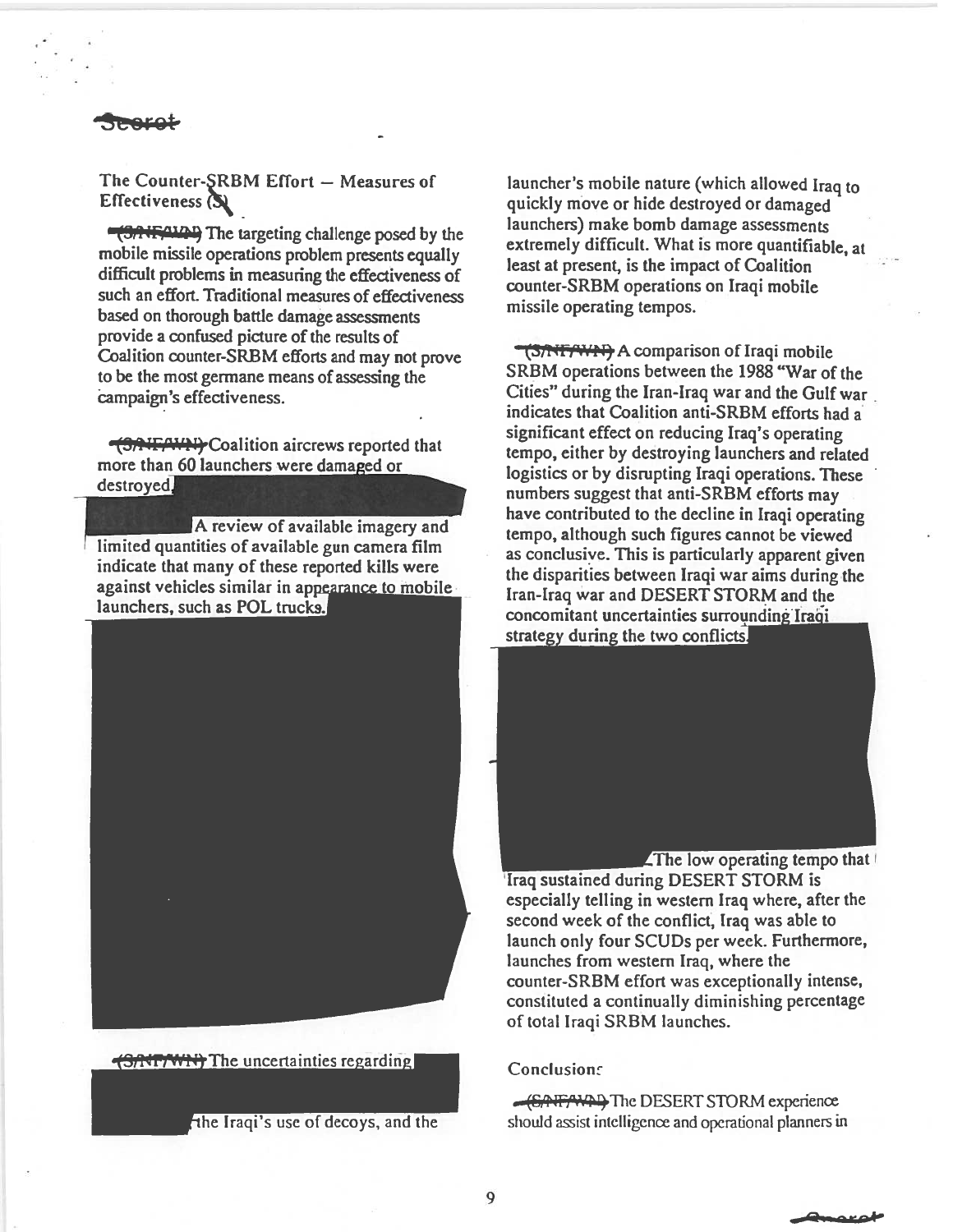Secret

## The Counter-SRBM Effort — Measures of Effectiveness (S)

(S/NF/WN) The targeting challenge posed by the mobile missile operations problem presents equally difficult problems in measuring the effectiveness of such an effort. Traditional measures of effectiveness based on thorough battle damage assessments provide a confused picture of the results of Coalition counter-SRBM efforts and may not prove to be the most germane means of assessing the campaign's effectiveness.

(S/NF/WN) Coalition aircrews reported that more than 60 launchers were damaged or destroyed. A review of available imagery and limited quantities of available gun camera film indicate that many of these reported kills were against vehicles similar in appearance to mobile launchers, such as POL trucks.

(S/NF/WN) The uncertainties regarding the Iraqi's use of decoys, and the launcher's mobile nature (which allowed Iraq to quickly move or hide destroyed or damaged launchers) make bomb damage assessments extremely difficult. What is more quantifiable, at least at present, is the impact of Coalition counter-SRBM operations on Iraqi mobile missile operating tempos.

(S/NF/WN) A comparison of Iraqi mobile SRBM operations between the 1988 "War of the Cities" during the Iran-Iraq war and the Gulf war indicates that Coalition anti-SRBM efforts had a significant effect on reducing Iraq's operating tempo, either by destroying launchers and related logistics or by disrupting Iraqi operations. These numbers suggest that anti-SRBM efforts may have contributed to the decline in Iraqi operating tempo, although such figures cannot be viewed as conclusive. This is particularly apparent given the disparities between Iraqi war aims during the Iran-Iraq war and DESERT STORM and the concomitant uncertainties surrounding Iraqi strategy during the two conflicts. The low operating tempo that Iraq sustained during DESERT STORM is especially telling in western Iraq where, after the second week of the conflict, Iraq was able to launch only four SCUDs per week. Furthermore, launches from western Iraq, where the counter-SRBM effort was exceptionally intense, constituted a continually diminishing percentage of total Iraqi SRBM launches.

## Conclusions

(S/NF/WN) The DESERT STORM experience should assist intelligence and operational planners in

Secret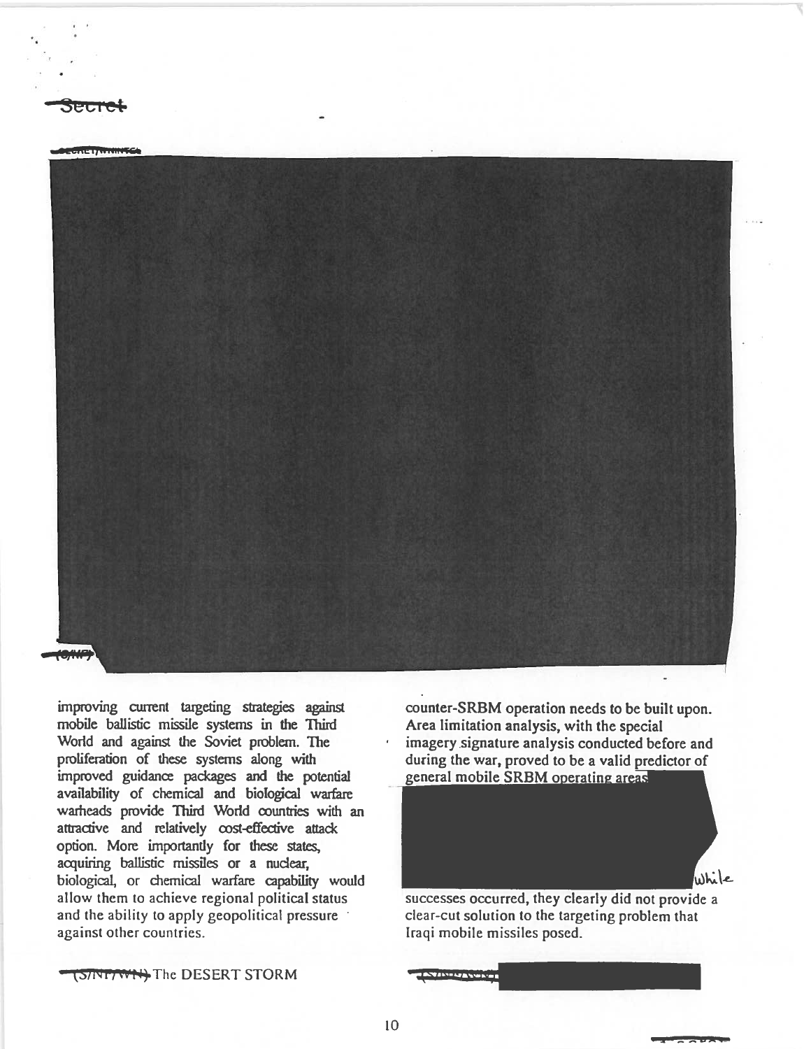improving current targeting strategies against mobile ballistic missile systems in the Third World and against the Soviet problem. The proliferation of these systems along with improved guidance packages and the potential availability of chemical and biological warfare warheads provide Third World countries with an attractive and relatively cost-effective attack option. More importantly for these states, acquiring ballistic missiles or a nuclear, biological, or chemical warfare capability would allow them to achieve regional political status and the ability to apply geopolitical pressure against other countries.

(S/NF/WN) The DESERT STORM counter-SRBM operation needs to be built upon. Area limitation analysis, with the special imagery signature analysis conducted before and during the war, proved to be a valid predictor of general mobile SRBM operating areas

While successes occurred, they clearly did not provide a clear-cut solution to the targeting problem that Iraqi mobile missiles posed.

(S/NF/WN)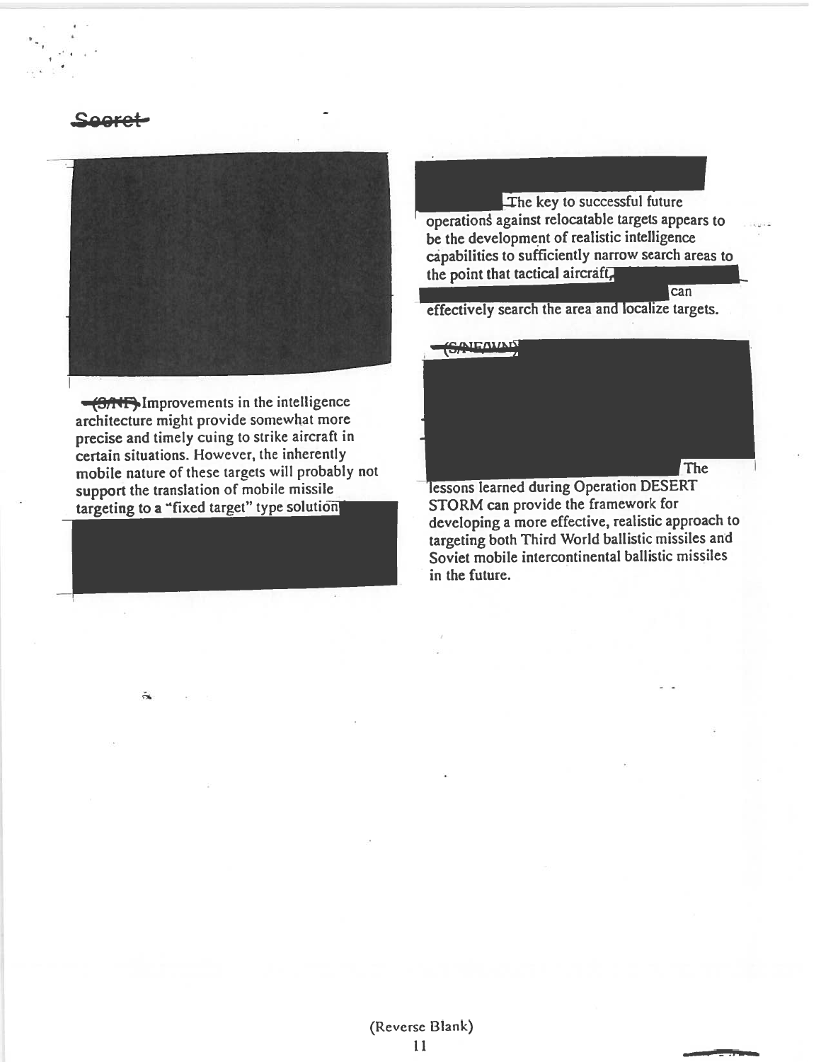~~Secret~~

~~(S/NF)~~ Improvements in the intelligence architecture might provide somewhat more precise and timely cuing to strike aircraft in certain situations. However, the inherently mobile nature of these targets will probably not support the translation of mobile missile targeting to a "fixed target" type solution

The key to successful future operations against relocatable targets appears to be the development of realistic intelligence capabilities to sufficiently narrow search areas to the point that tactical aircraft, can effectively search the area and localize targets.

~~(S/NF/WN)~~ The lessons learned during Operation DESERT STORM can provide the framework for developing a more effective, realistic approach to targeting both Third World ballistic missiles and Soviet mobile intercontinental ballistic missiles in the future.

(Reverse Blank)